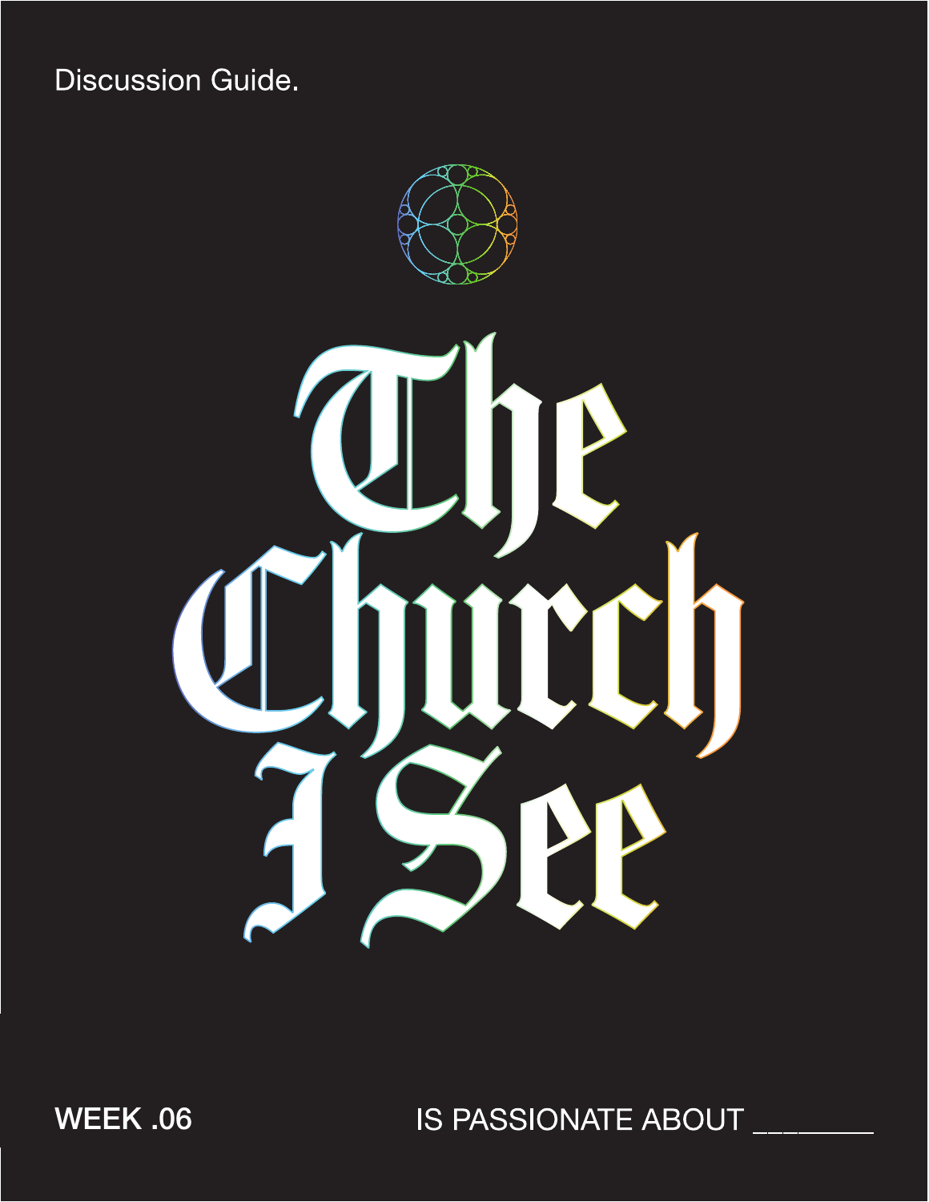Discussion Guide.

# The Church I See

**WEEK .06**

IS PASSIONATE ABOUT ________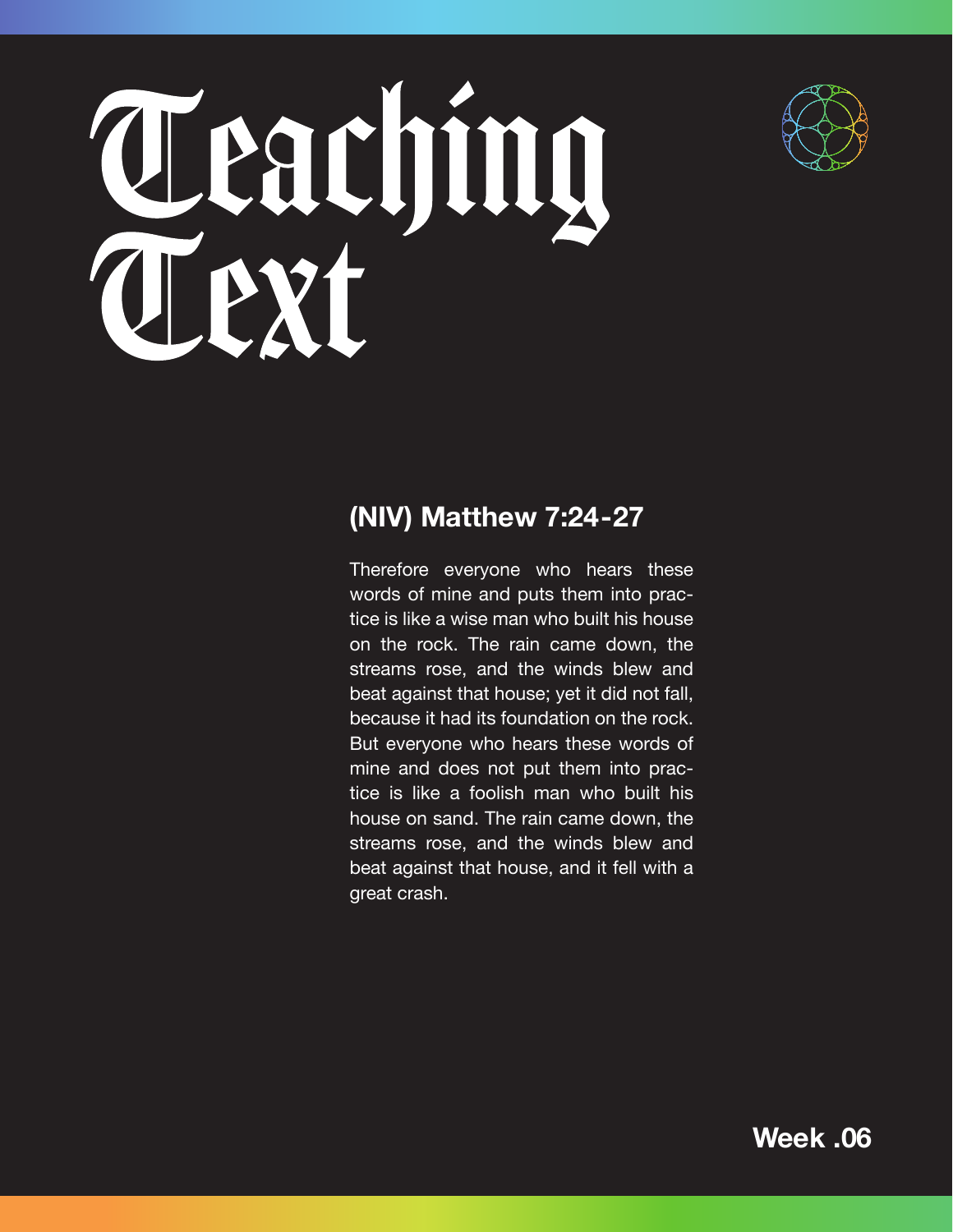# Teaching Text

## (NIV) Matthew 7:24-27

Therefore everyone who hears these words of mine and puts them into practice is like a wise man who built his house on the rock. The rain came down, the streams rose, and the winds blew and beat against that house; yet it did not fall, because it had its foundation on the rock. But everyone who hears these words of mine and does not put them into practice is like a foolish man who built his house on sand. The rain came down, the streams rose, and the winds blew and beat against that house, and it fell with a great crash.

**Week .06**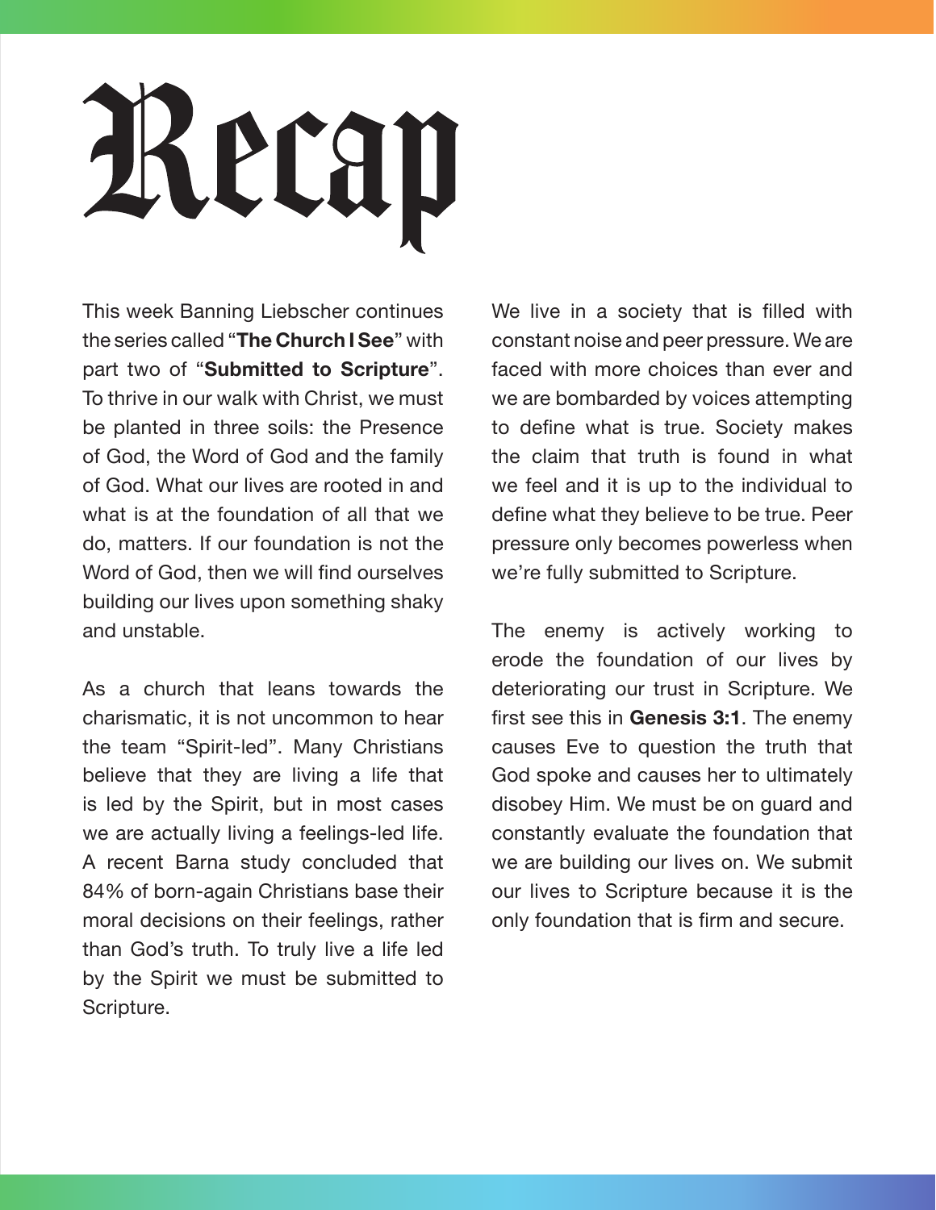# Recap

This week Banning Liebscher continues the series called "**The Church I See**" with part two of "**Submitted to Scripture**". To thrive in our walk with Christ, we must be planted in three soils: the Presence of God, the Word of God and the family of God. What our lives are rooted in and what is at the foundation of all that we do, matters. If our foundation is not the Word of God, then we will find ourselves building our lives upon something shaky and unstable.

As a church that leans towards the charismatic, it is not uncommon to hear the team "Spirit-led". Many Christians believe that they are living a life that is led by the Spirit, but in most cases we are actually living a feelings-led life. A recent Barna study concluded that 84% of born-again Christians base their moral decisions on their feelings, rather than God's truth. To truly live a life led by the Spirit we must be submitted to Scripture.

We live in a society that is filled with constant noise and peer pressure. We are faced with more choices than ever and we are bombarded by voices attempting to define what is true. Society makes the claim that truth is found in what we feel and it is up to the individual to define what they believe to be true. Peer pressure only becomes powerless when we're fully submitted to Scripture.

The enemy is actively working to erode the foundation of our lives by deteriorating our trust in Scripture. We first see this in **Genesis 3:1**. The enemy causes Eve to question the truth that God spoke and causes her to ultimately disobey Him. We must be on guard and constantly evaluate the foundation that we are building our lives on. We submit our lives to Scripture because it is the only foundation that is firm and secure.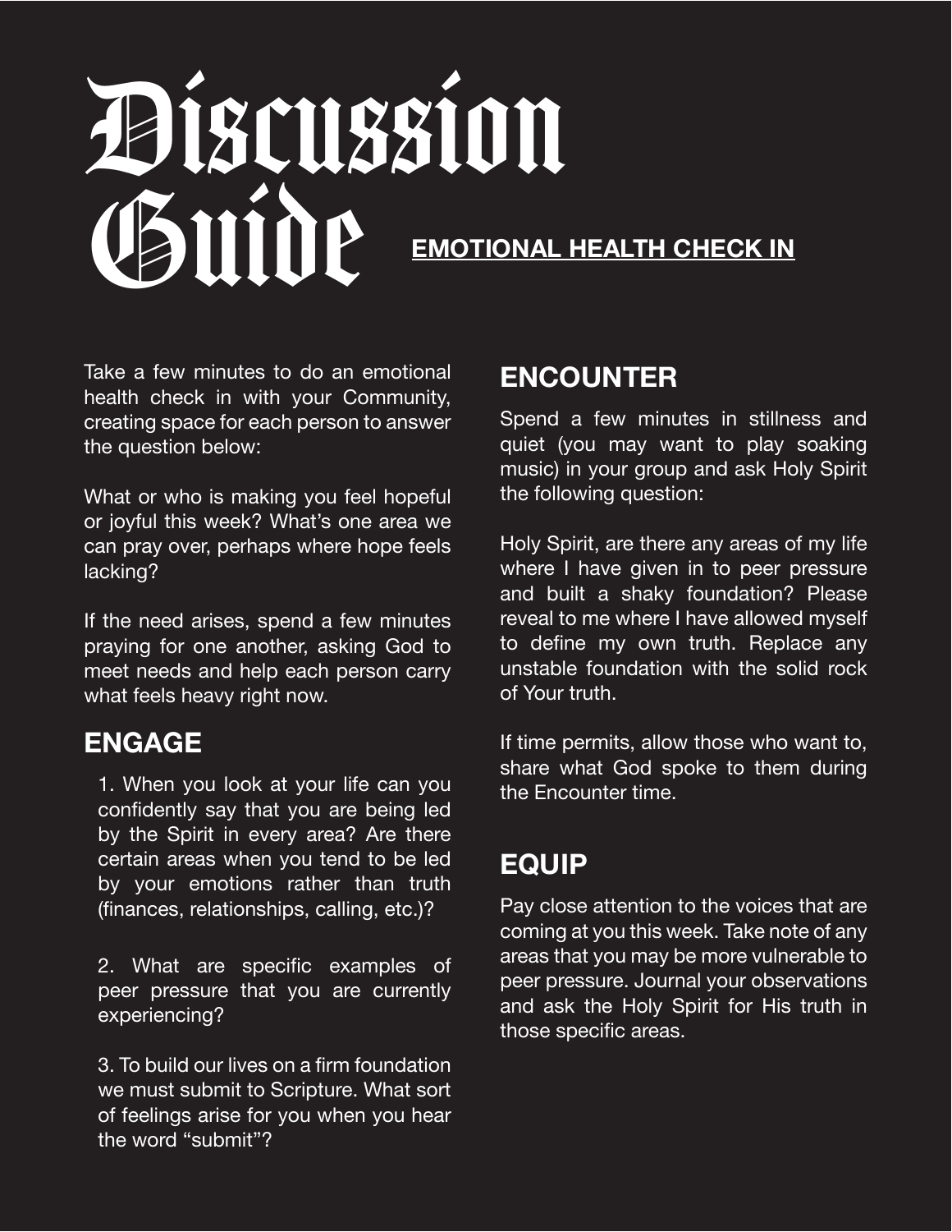# Discussion Guide

**EMOTIONAL HEALTH CHECK IN**

Take a few minutes to do an emotional health check in with your Community, creating space for each person to answer the question below:

What or who is making you feel hopeful or joyful this week? What's one area we can pray over, perhaps where hope feels lacking?

If the need arises, spend a few minutes praying for one another, asking God to meet needs and help each person carry what feels heavy right now.

## ENGAGE

1. When you look at your life can you confidently say that you are being led by the Spirit in every area? Are there certain areas when you tend to be led by your emotions rather than truth (finances, relationships, calling, etc.)?

2. What are specific examples of peer pressure that you are currently experiencing?

3. To build our lives on a firm foundation we must submit to Scripture. What sort of feelings arise for you when you hear the word "submit"?

## ENCOUNTER

Spend a few minutes in stillness and quiet (you may want to play soaking music) in your group and ask Holy Spirit the following question:

Holy Spirit, are there any areas of my life where I have given in to peer pressure and built a shaky foundation? Please reveal to me where I have allowed myself to define my own truth. Replace any unstable foundation with the solid rock of Your truth.

If time permits, allow those who want to, share what God spoke to them during the Encounter time.

## EQUIP

Pay close attention to the voices that are coming at you this week. Take note of any areas that you may be more vulnerable to peer pressure. Journal your observations and ask the Holy Spirit for His truth in those specific areas.